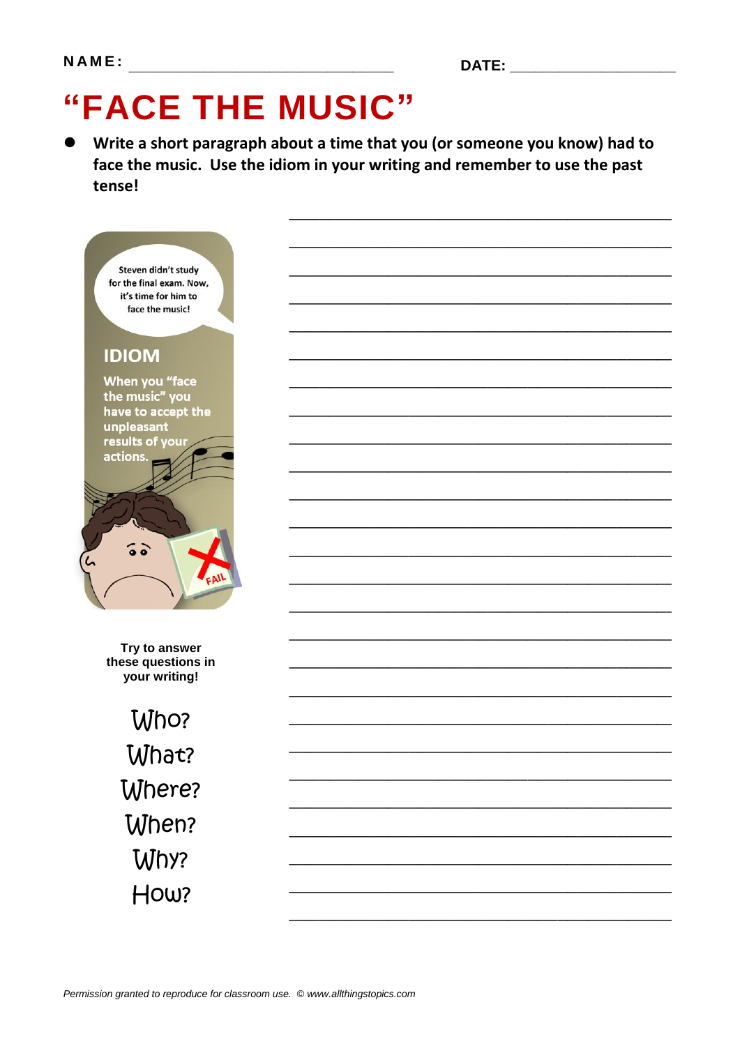NAME: ______________________________ DATE: ____________________

# "FACE THE MUSIC"

- **Write a short paragraph about a time that you (or someone you know) had to face the music. Use the idiom in your writing and remember to use the past tense!**

Steven didn't study for the final exam. Now, it's time for him to face the music!

## IDIOM

**When you "face the music" you have to accept the unpleasant results of your actions.**

FAIL

**Try to answer these questions in your writing!**

Who?

What?

Where?

When?

Why?

How?

_______________________________________________

_______________________________________________

_______________________________________________

_______________________________________________

_______________________________________________

_______________________________________________

_______________________________________________

_______________________________________________

_______________________________________________

_______________________________________________

_______________________________________________

_______________________________________________

_______________________________________________

_______________________________________________

_______________________________________________

_______________________________________________

_______________________________________________

_______________________________________________

_______________________________________________

_______________________________________________

_______________________________________________

_______________________________________________

_______________________________________________

_______________________________________________

_______________________________________________

*Permission granted to reproduce for classroom use. © www.allthingstopics.com*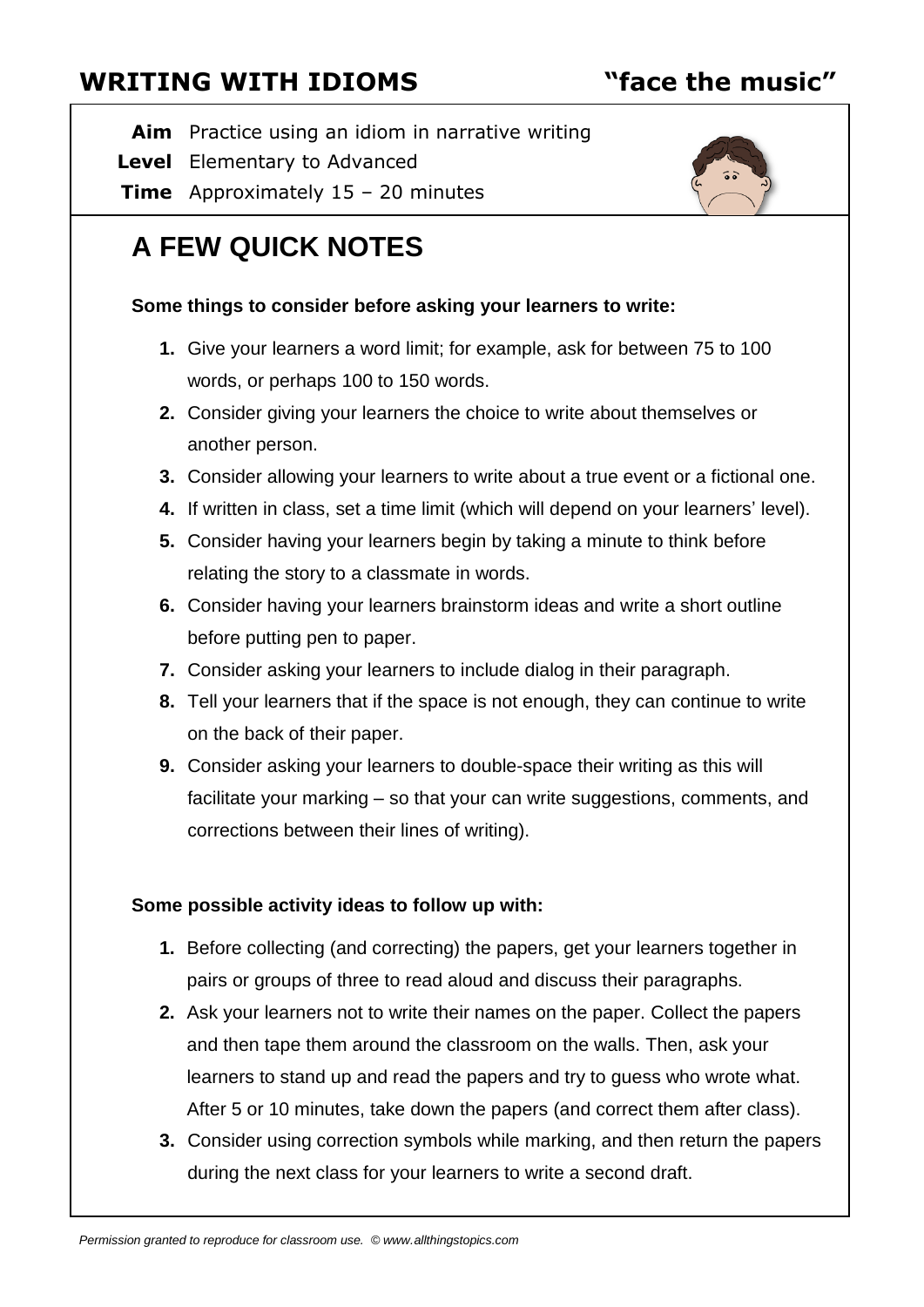## WRITING WITH IDIOMS "face the music"

**Aim** Practice using an idiom in narrative writing

**Level** Elementary to Advanced

**Time** Approximately 15 – 20 minutes

# A FEW QUICK NOTES

**Some things to consider before asking your learners to write:**

1. Give your learners a word limit; for example, ask for between 75 to 100 words, or perhaps 100 to 150 words.
2. Consider giving your learners the choice to write about themselves or another person.
3. Consider allowing your learners to write about a true event or a fictional one.
4. If written in class, set a time limit (which will depend on your learners' level).
5. Consider having your learners begin by taking a minute to think before relating the story to a classmate in words.
6. Consider having your learners brainstorm ideas and write a short outline before putting pen to paper.
7. Consider asking your learners to include dialog in their paragraph.
8. Tell your learners that if the space is not enough, they can continue to write on the back of their paper.
9. Consider asking your learners to double-space their writing as this will facilitate your marking – so that your can write suggestions, comments, and corrections between their lines of writing).

**Some possible activity ideas to follow up with:**

1. Before collecting (and correcting) the papers, get your learners together in pairs or groups of three to read aloud and discuss their paragraphs.
2. Ask your learners not to write their names on the paper. Collect the papers and then tape them around the classroom on the walls. Then, ask your learners to stand up and read the papers and try to guess who wrote what. After 5 or 10 minutes, take down the papers (and correct them after class).
3. Consider using correction symbols while marking, and then return the papers during the next class for your learners to write a second draft.

*Permission granted to reproduce for classroom use. © www.allthingstopics.com*